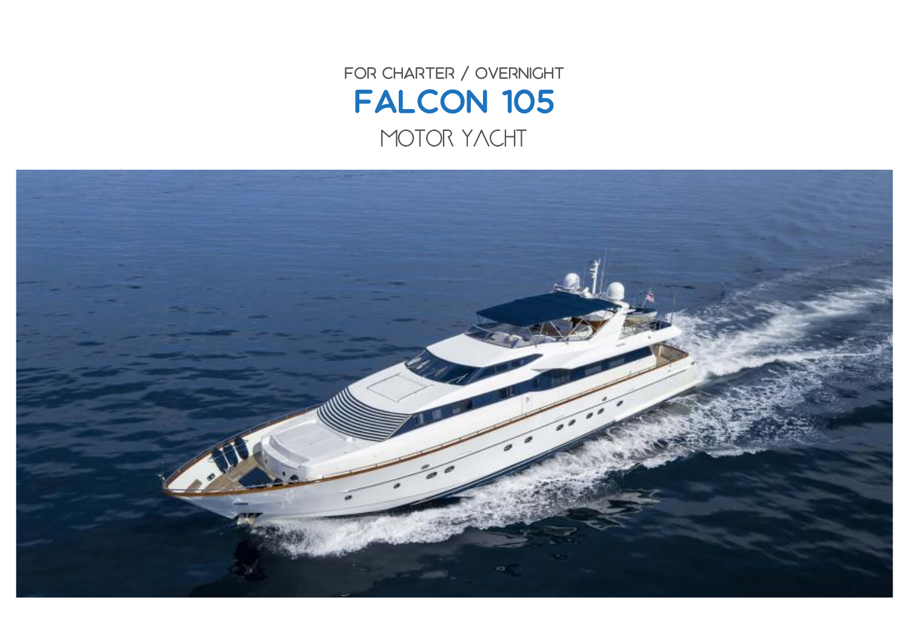FOR CHARTER / OVERNIGHT

# FALCON 105

MOTOR YACHT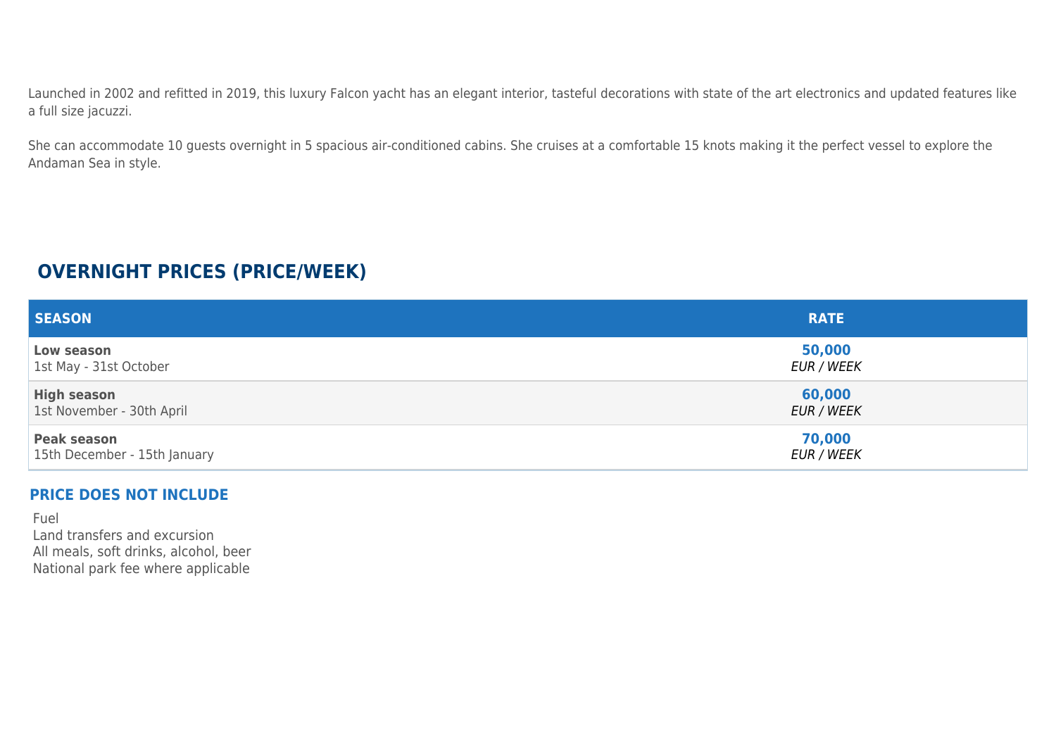Launched in 2002 and refitted in 2019, this luxury Falcon yacht has an elegant interior, tasteful decorations with state of the art electronics and updated features like a full size jacuzzi.

She can accommodate 10 guests overnight in 5 spacious air-conditioned cabins. She cruises at a comfortable 15 knots making it the perfect vessel to explore the Andaman Sea in style.

## OVERNIGHT PRICES (PRICE/WEEK)

| SEASON | RATE |
|---|---|
| **Low season**<br>1st May - 31st October | **50,000**<br>*EUR / WEEK* |
| **High season**<br>1st November - 30th April | **60,000**<br>*EUR / WEEK* |
| **Peak season**<br>15th December - 15th January | **70,000**<br>*EUR / WEEK* |

### PRICE DOES NOT INCLUDE

Fuel
Land transfers and excursion
All meals, soft drinks, alcohol, beer
National park fee where applicable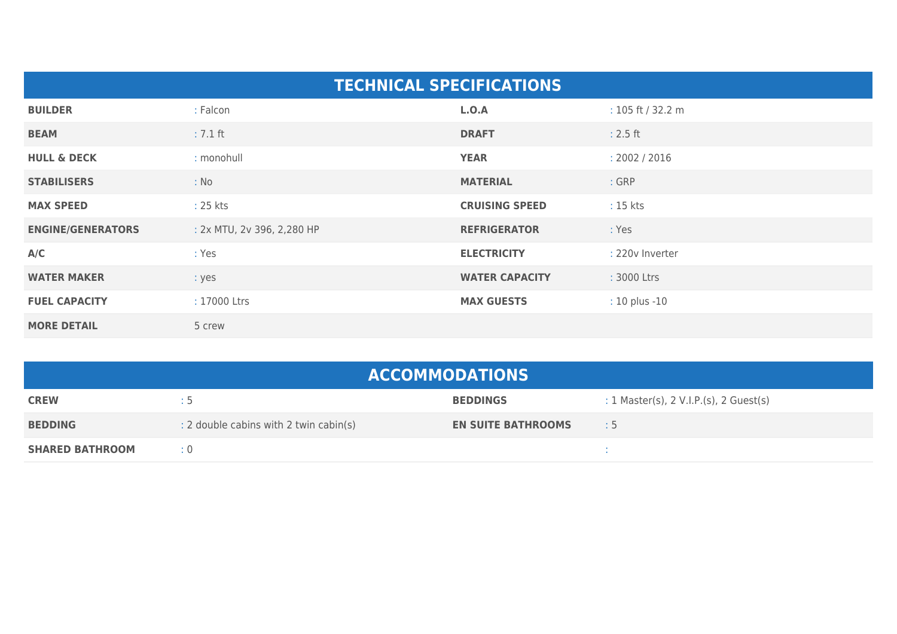## TECHNICAL SPECIFICATIONS

| | | | |
|---|---|---|---|
| **BUILDER** | : Falcon | **L.O.A** | : 105 ft / 32.2 m |
| **BEAM** | : 7.1 ft | **DRAFT** | : 2.5 ft |
| **HULL & DECK** | : monohull | **YEAR** | : 2002 / 2016 |
| **STABILISERS** | : No | **MATERIAL** | : GRP |
| **MAX SPEED** | : 25 kts | **CRUISING SPEED** | : 15 kts |
| **ENGINE/GENERATORS** | : 2x MTU, 2v 396, 2,280 HP | **REFRIGERATOR** | : Yes |
| **A/C** | : Yes | **ELECTRICITY** | : 220v Inverter |
| **WATER MAKER** | : yes | **WATER CAPACITY** | : 3000 Ltrs |
| **FUEL CAPACITY** | : 17000 Ltrs | **MAX GUESTS** | : 10 plus -10 |
| **MORE DETAIL** | 5 crew | | |

## ACCOMMODATIONS

| | | | |
|---|---|---|---|
| **CREW** | : 5 | **BEDDINGS** | : 1 Master(s), 2 V.I.P.(s), 2 Guest(s) |
| **BEDDING** | : 2 double cabins with 2 twin cabin(s) | **EN SUITE BATHROOMS** | : 5 |
| **SHARED BATHROOM** | : 0 | | : |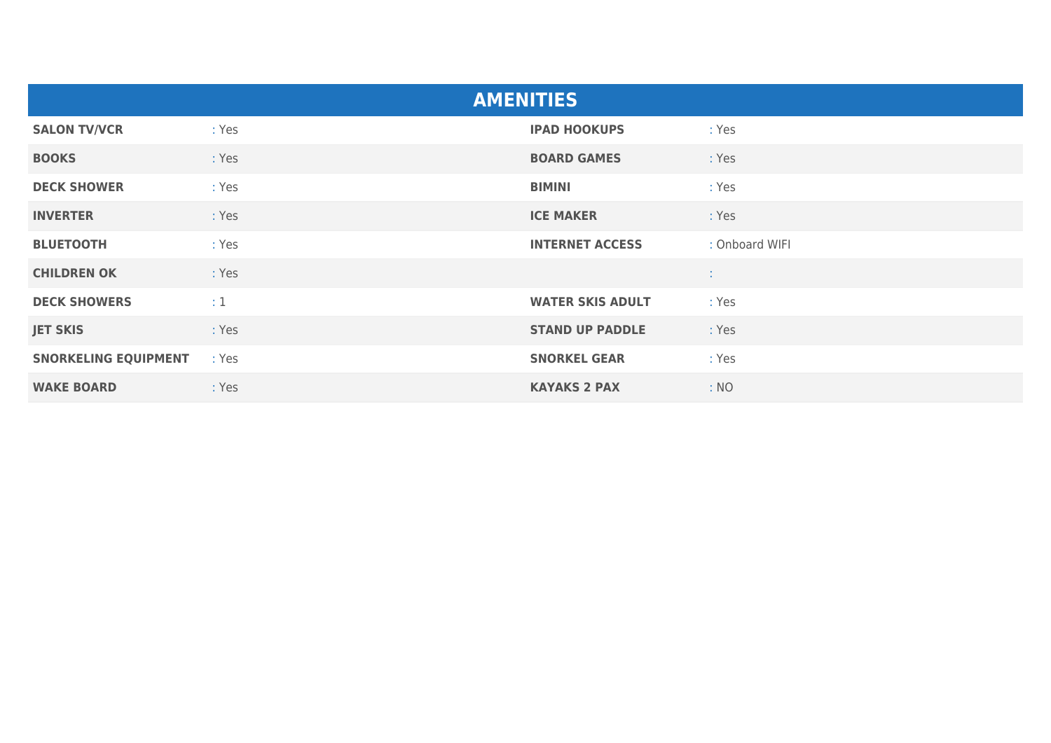## AMENITIES

| | | | |
|---|---|---|---|
| **SALON TV/VCR** | : Yes | **IPAD HOOKUPS** | : Yes |
| **BOOKS** | : Yes | **BOARD GAMES** | : Yes |
| **DECK SHOWER** | : Yes | **BIMINI** | : Yes |
| **INVERTER** | : Yes | **ICE MAKER** | : Yes |
| **BLUETOOTH** | : Yes | **INTERNET ACCESS** | : Onboard WIFI |
| **CHILDREN OK** | : Yes | | : |
| **DECK SHOWERS** | : 1 | **WATER SKIS ADULT** | : Yes |
| **JET SKIS** | : Yes | **STAND UP PADDLE** | : Yes |
| **SNORKELING EQUIPMENT** | : Yes | **SNORKEL GEAR** | : Yes |
| **WAKE BOARD** | : Yes | **KAYAKS 2 PAX** | : NO |